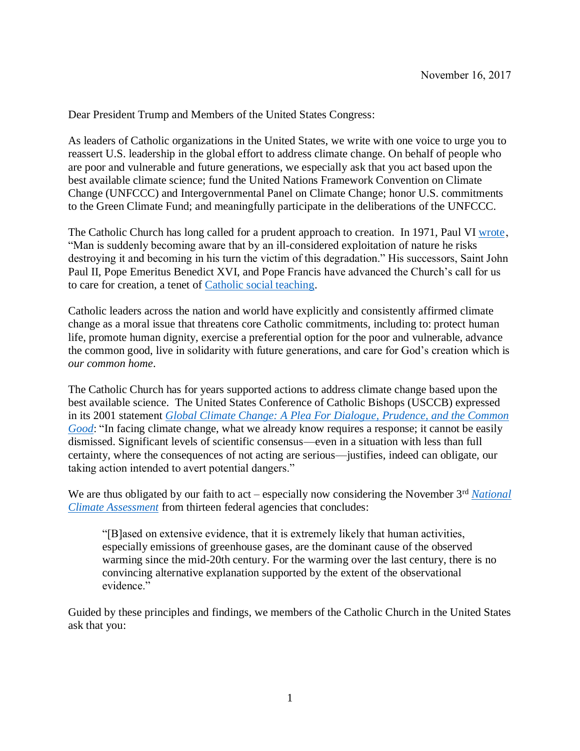November 16, 2017

Dear President Trump and Members of the United States Congress:

As leaders of Catholic organizations in the United States, we write with one voice to urge you to reassert U.S. leadership in the global effort to address climate change. On behalf of people who are poor and vulnerable and future generations, we especially ask that you act based upon the best available climate science; fund the United Nations Framework Convention on Climate Change (UNFCCC) and Intergovernmental Panel on Climate Change; honor U.S. commitments to the Green Climate Fund; and meaningfully participate in the deliberations of the UNFCCC.

The Catholic Church has long called for a prudent approach to creation. In 1971, Paul VI wrote, "Man is suddenly becoming aware that by an ill-considered exploitation of nature he risks destroying it and becoming in his turn the victim of this degradation." His successors, Saint John Paul II, Pope Emeritus Benedict XVI, and Pope Francis have advanced the Church's call for us to care for creation, a tenet of Catholic social teaching.

Catholic leaders across the nation and world have explicitly and consistently affirmed climate change as a moral issue that threatens core Catholic commitments, including to: protect human life, promote human dignity, exercise a preferential option for the poor and vulnerable, advance the common good, live in solidarity with future generations, and care for God's creation which is *our common home*.

The Catholic Church has for years supported actions to address climate change based upon the best available science. The United States Conference of Catholic Bishops (USCCB) expressed in its 2001 statement *Global Climate Change: A Plea For Dialogue, Prudence, and the Common Good*: "In facing climate change, what we already know requires a response; it cannot be easily dismissed. Significant levels of scientific consensus—even in a situation with less than full certainty, where the consequences of not acting are serious—justifies, indeed can obligate, our taking action intended to avert potential dangers."

We are thus obligated by our faith to act – especially now considering the November 3rd *National Climate Assessment* from thirteen federal agencies that concludes:

> "[B]ased on extensive evidence, that it is extremely likely that human activities, especially emissions of greenhouse gases, are the dominant cause of the observed warming since the mid-20th century. For the warming over the last century, there is no convincing alternative explanation supported by the extent of the observational evidence."

Guided by these principles and findings, we members of the Catholic Church in the United States ask that you: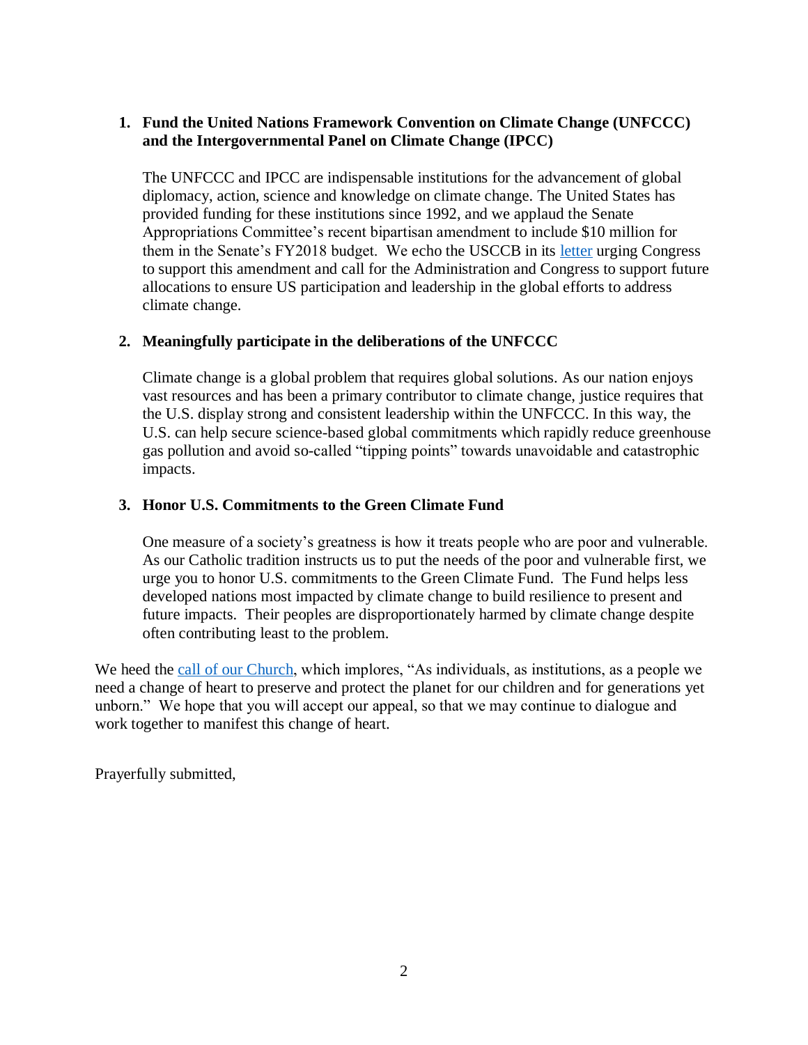1. **Fund the United Nations Framework Convention on Climate Change (UNFCCC) and the Intergovernmental Panel on Climate Change (IPCC)**

   The UNFCCC and IPCC are indispensable institutions for the advancement of global diplomacy, action, science and knowledge on climate change. The United States has provided funding for these institutions since 1992, and we applaud the Senate Appropriations Committee's recent bipartisan amendment to include $10 million for them in the Senate's FY2018 budget. We echo the USCCB in its letter urging Congress to support this amendment and call for the Administration and Congress to support future allocations to ensure US participation and leadership in the global efforts to address climate change.

2. **Meaningfully participate in the deliberations of the UNFCCC**

   Climate change is a global problem that requires global solutions. As our nation enjoys vast resources and has been a primary contributor to climate change, justice requires that the U.S. display strong and consistent leadership within the UNFCCC. In this way, the U.S. can help secure science-based global commitments which rapidly reduce greenhouse gas pollution and avoid so-called "tipping points" towards unavoidable and catastrophic impacts.

3. **Honor U.S. Commitments to the Green Climate Fund**

   One measure of a society's greatness is how it treats people who are poor and vulnerable. As our Catholic tradition instructs us to put the needs of the poor and vulnerable first, we urge you to honor U.S. commitments to the Green Climate Fund. The Fund helps less developed nations most impacted by climate change to build resilience to present and future impacts. Their peoples are disproportionately harmed by climate change despite often contributing least to the problem.

We heed the call of our Church, which implores, "As individuals, as institutions, as a people we need a change of heart to preserve and protect the planet for our children and for generations yet unborn." We hope that you will accept our appeal, so that we may continue to dialogue and work together to manifest this change of heart.

Prayerfully submitted,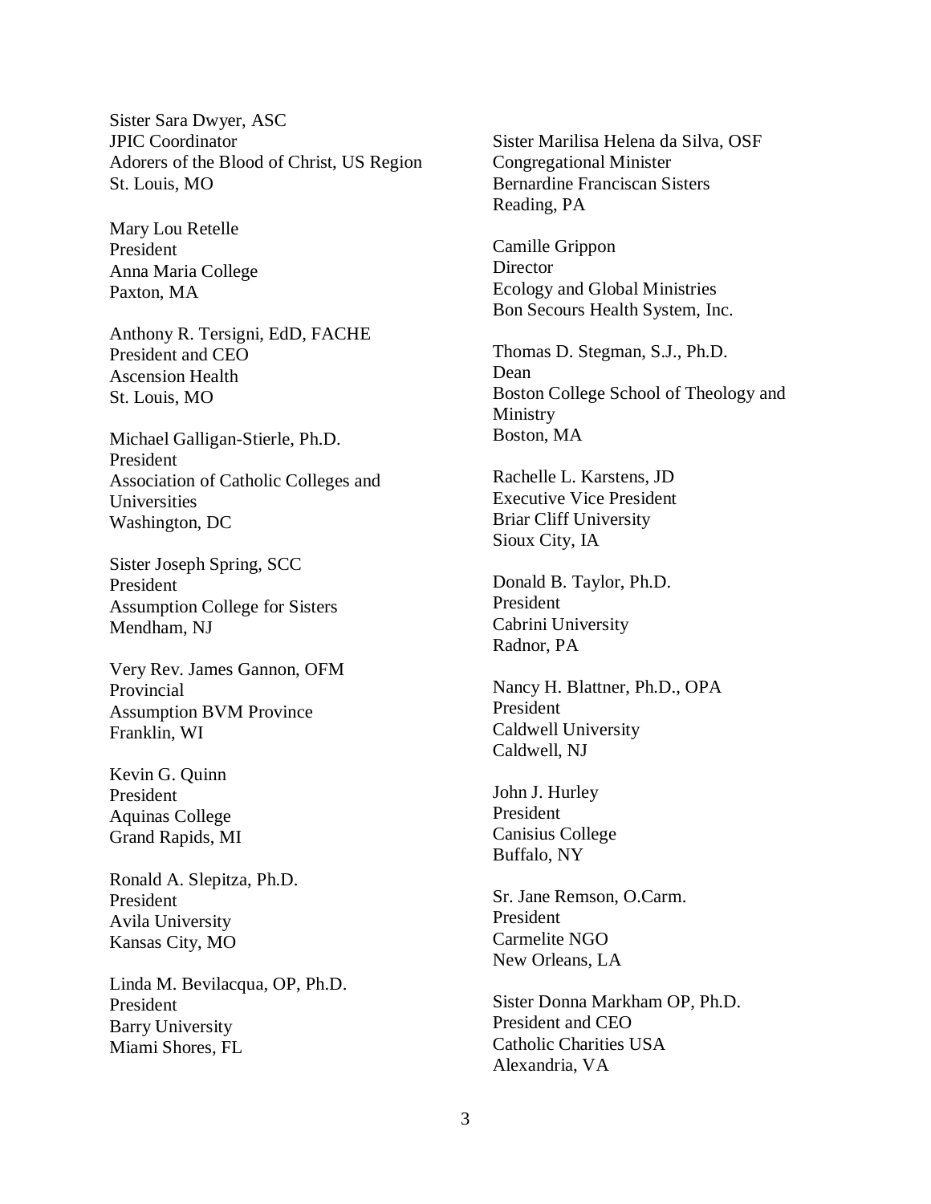Sister Sara Dwyer, ASC
JPIC Coordinator
Adorers of the Blood of Christ, US Region
St. Louis, MO

Mary Lou Retelle
President
Anna Maria College
Paxton, MA

Anthony R. Tersigni, EdD, FACHE
President and CEO
Ascension Health
St. Louis, MO

Michael Galligan-Stierle, Ph.D.
President
Association of Catholic Colleges and Universities
Washington, DC

Sister Joseph Spring, SCC
President
Assumption College for Sisters
Mendham, NJ

Very Rev. James Gannon, OFM
Provincial
Assumption BVM Province
Franklin, WI

Kevin G. Quinn
President
Aquinas College
Grand Rapids, MI

Ronald A. Slepitza, Ph.D.
President
Avila University
Kansas City, MO

Linda M. Bevilacqua, OP, Ph.D.
President
Barry University
Miami Shores, FL

Sister Marilisa Helena da Silva, OSF
Congregational Minister
Bernardine Franciscan Sisters
Reading, PA

Camille Grippon
Director
Ecology and Global Ministries
Bon Secours Health System, Inc.

Thomas D. Stegman, S.J., Ph.D.
Dean
Boston College School of Theology and Ministry
Boston, MA

Rachelle L. Karstens, JD
Executive Vice President
Briar Cliff University
Sioux City, IA

Donald B. Taylor, Ph.D.
President
Cabrini University
Radnor, PA

Nancy H. Blattner, Ph.D., OPA
President
Caldwell University
Caldwell, NJ

John J. Hurley
President
Canisius College
Buffalo, NY

Sr. Jane Remson, O.Carm.
President
Carmelite NGO
New Orleans, LA

Sister Donna Markham OP, Ph.D.
President and CEO
Catholic Charities USA
Alexandria, VA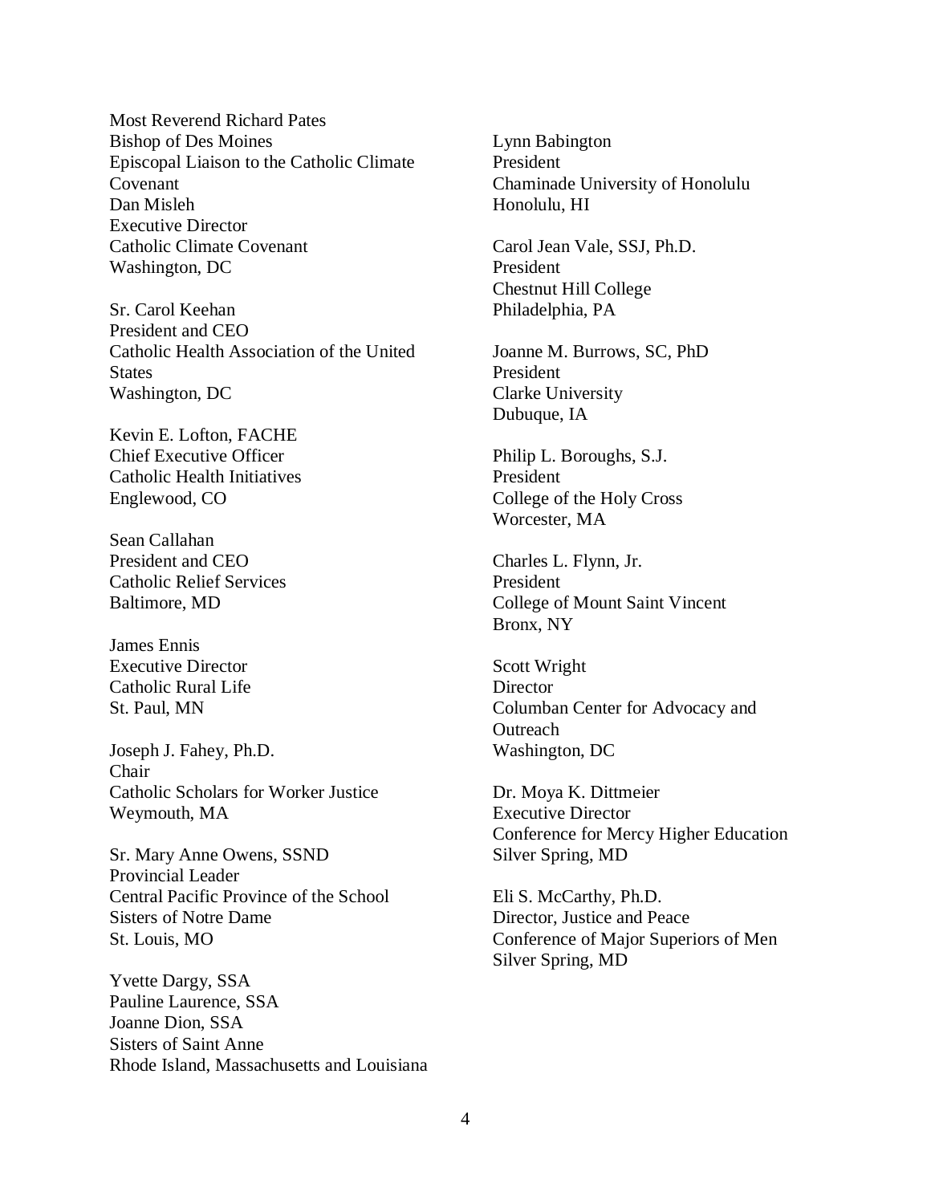Most Reverend Richard Pates
Bishop of Des Moines
Episcopal Liaison to the Catholic Climate Covenant
Dan Misleh
Executive Director
Catholic Climate Covenant
Washington, DC

Sr. Carol Keehan
President and CEO
Catholic Health Association of the United States
Washington, DC

Kevin E. Lofton, FACHE
Chief Executive Officer
Catholic Health Initiatives
Englewood, CO

Sean Callahan
President and CEO
Catholic Relief Services
Baltimore, MD

James Ennis
Executive Director
Catholic Rural Life
St. Paul, MN

Joseph J. Fahey, Ph.D.
Chair
Catholic Scholars for Worker Justice
Weymouth, MA

Sr. Mary Anne Owens, SSND
Provincial Leader
Central Pacific Province of the School Sisters of Notre Dame
St. Louis, MO

Yvette Dargy, SSA
Pauline Laurence, SSA
Joanne Dion, SSA
Sisters of Saint Anne
Rhode Island, Massachusetts and Louisiana

Lynn Babington
President
Chaminade University of Honolulu
Honolulu, HI

Carol Jean Vale, SSJ, Ph.D.
President
Chestnut Hill College
Philadelphia, PA

Joanne M. Burrows, SC, PhD
President
Clarke University
Dubuque, IA

Philip L. Boroughs, S.J.
President
College of the Holy Cross
Worcester, MA

Charles L. Flynn, Jr.
President
College of Mount Saint Vincent
Bronx, NY

Scott Wright
Director
Columban Center for Advocacy and Outreach
Washington, DC

Dr. Moya K. Dittmeier
Executive Director
Conference for Mercy Higher Education
Silver Spring, MD

Eli S. McCarthy, Ph.D.
Director, Justice and Peace
Conference of Major Superiors of Men
Silver Spring, MD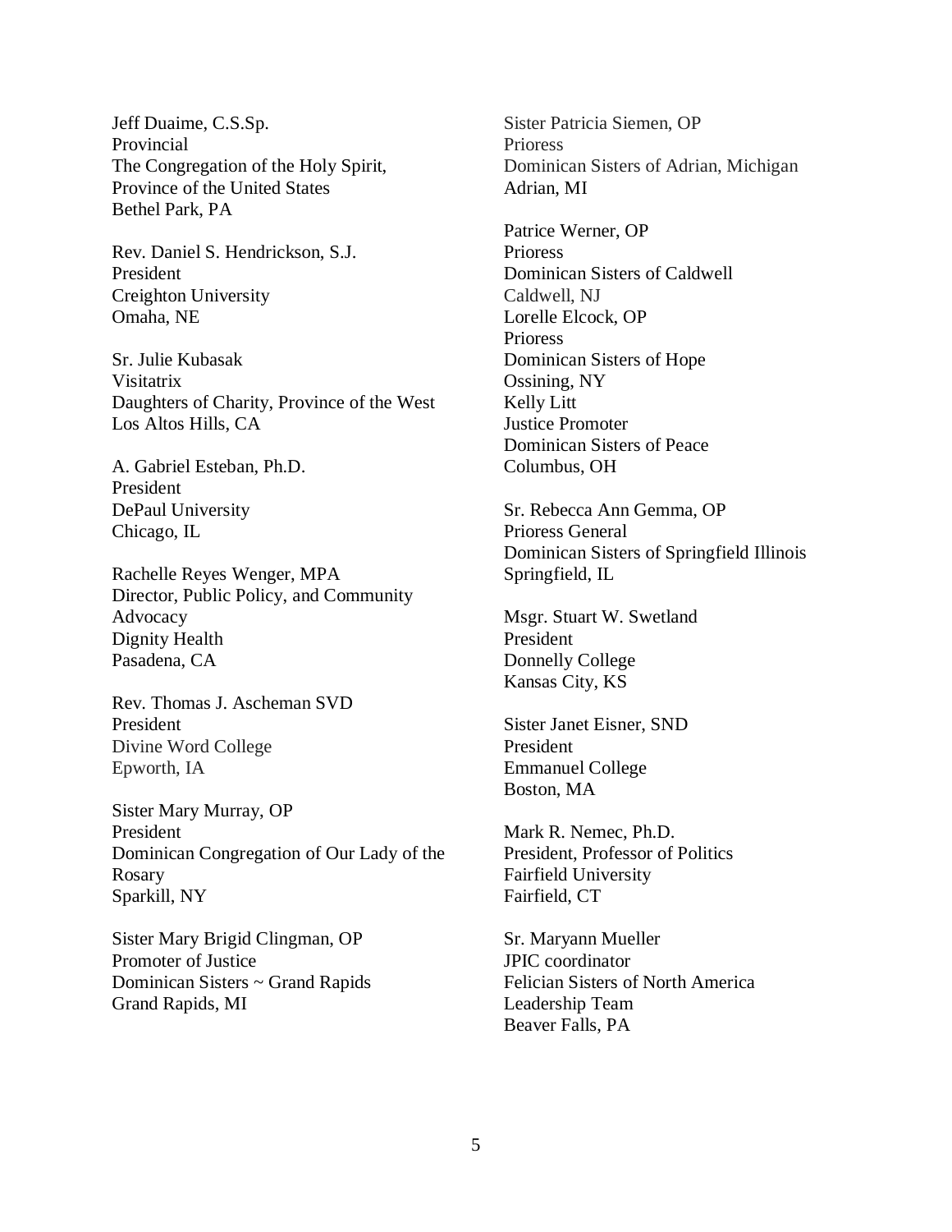Jeff Duaime, C.S.Sp.
Provincial
The Congregation of the Holy Spirit, Province of the United States
Bethel Park, PA

Rev. Daniel S. Hendrickson, S.J.
President
Creighton University
Omaha, NE

Sr. Julie Kubasak
Visitatrix
Daughters of Charity, Province of the West
Los Altos Hills, CA

A. Gabriel Esteban, Ph.D.
President
DePaul University
Chicago, IL

Rachelle Reyes Wenger, MPA
Director, Public Policy, and Community Advocacy
Dignity Health
Pasadena, CA

Rev. Thomas J. Ascheman SVD
President
Divine Word College
Epworth, IA

Sister Mary Murray, OP
President
Dominican Congregation of Our Lady of the Rosary
Sparkill, NY

Sister Mary Brigid Clingman, OP
Promoter of Justice
Dominican Sisters ~ Grand Rapids
Grand Rapids, MI

Sister Patricia Siemen, OP
Prioress
Dominican Sisters of Adrian, Michigan
Adrian, MI

Patrice Werner, OP
Prioress
Dominican Sisters of Caldwell
Caldwell, NJ
Lorelle Elcock, OP
Prioress
Dominican Sisters of Hope
Ossining, NY
Kelly Litt
Justice Promoter
Dominican Sisters of Peace
Columbus, OH

Sr. Rebecca Ann Gemma, OP
Prioress General
Dominican Sisters of Springfield Illinois
Springfield, IL

Msgr. Stuart W. Swetland
President
Donnelly College
Kansas City, KS

Sister Janet Eisner, SND
President
Emmanuel College
Boston, MA

Mark R. Nemec, Ph.D.
President, Professor of Politics
Fairfield University
Fairfield, CT

Sr. Maryann Mueller
JPIC coordinator
Felician Sisters of North America Leadership Team
Beaver Falls, PA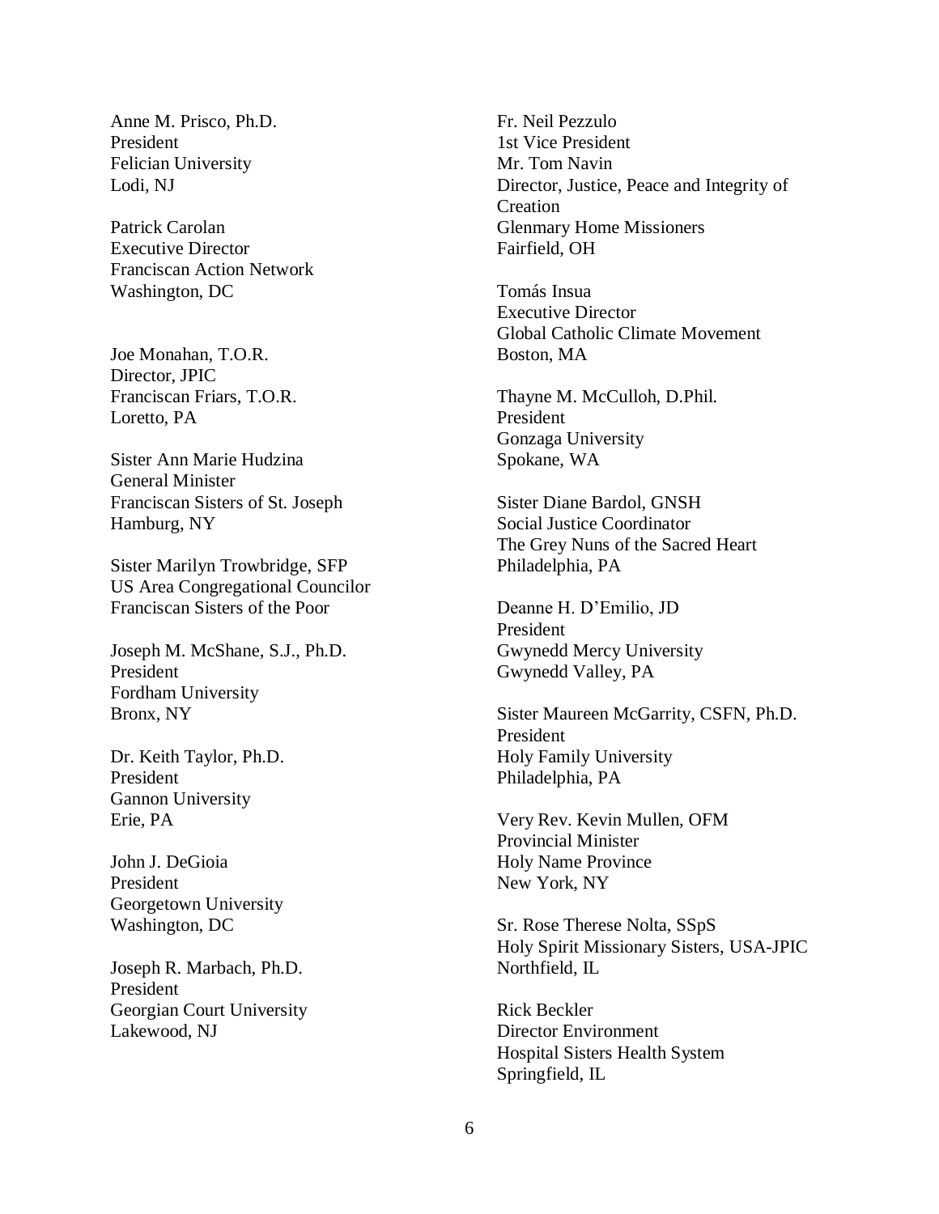Anne M. Prisco, Ph.D.
President
Felician University
Lodi, NJ

Patrick Carolan
Executive Director
Franciscan Action Network
Washington, DC

Joe Monahan, T.O.R.
Director, JPIC
Franciscan Friars, T.O.R.
Loretto, PA

Sister Ann Marie Hudzina
General Minister
Franciscan Sisters of St. Joseph
Hamburg, NY

Sister Marilyn Trowbridge, SFP
US Area Congregational Councilor
Franciscan Sisters of the Poor

Joseph M. McShane, S.J., Ph.D.
President
Fordham University
Bronx, NY

Dr. Keith Taylor, Ph.D.
President
Gannon University
Erie, PA

John J. DeGioia
President
Georgetown University
Washington, DC

Joseph R. Marbach, Ph.D.
President
Georgian Court University
Lakewood, NJ

Fr. Neil Pezzulo
1st Vice President
Mr. Tom Navin
Director, Justice, Peace and Integrity of Creation
Glenmary Home Missioners
Fairfield, OH

Tomás Insua
Executive Director
Global Catholic Climate Movement
Boston, MA

Thayne M. McCulloh, D.Phil.
President
Gonzaga University
Spokane, WA

Sister Diane Bardol, GNSH
Social Justice Coordinator
The Grey Nuns of the Sacred Heart
Philadelphia, PA

Deanne H. D'Emilio, JD
President
Gwynedd Mercy University
Gwynedd Valley, PA

Sister Maureen McGarrity, CSFN, Ph.D.
President
Holy Family University
Philadelphia, PA

Very Rev. Kevin Mullen, OFM
Provincial Minister
Holy Name Province
New York, NY

Sr. Rose Therese Nolta, SSpS
Holy Spirit Missionary Sisters, USA-JPIC
Northfield, IL

Rick Beckler
Director Environment
Hospital Sisters Health System
Springfield, IL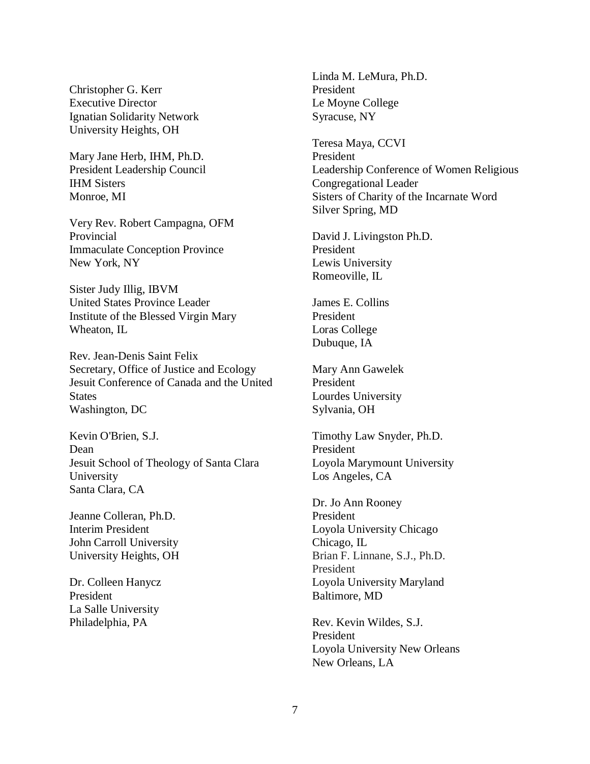Christopher G. Kerr
Executive Director
Ignatian Solidarity Network
University Heights, OH

Mary Jane Herb, IHM, Ph.D.
President Leadership Council
IHM Sisters
Monroe, MI

Very Rev. Robert Campagna, OFM
Provincial
Immaculate Conception Province
New York, NY

Sister Judy Illig, IBVM
United States Province Leader
Institute of the Blessed Virgin Mary
Wheaton, IL

Rev. Jean-Denis Saint Felix
Secretary, Office of Justice and Ecology
Jesuit Conference of Canada and the United States
Washington, DC

Kevin O'Brien, S.J.
Dean
Jesuit School of Theology of Santa Clara University
Santa Clara, CA

Jeanne Colleran, Ph.D.
Interim President
John Carroll University
University Heights, OH

Dr. Colleen Hanycz
President
La Salle University
Philadelphia, PA

Linda M. LeMura, Ph.D.
President
Le Moyne College
Syracuse, NY

Teresa Maya, CCVI
President
Leadership Conference of Women Religious
Congregational Leader
Sisters of Charity of the Incarnate Word
Silver Spring, MD

David J. Livingston Ph.D.
President
Lewis University
Romeoville, IL

James E. Collins
President
Loras College
Dubuque, IA

Mary Ann Gawelek
President
Lourdes University
Sylvania, OH

Timothy Law Snyder, Ph.D.
President
Loyola Marymount University
Los Angeles, CA

Dr. Jo Ann Rooney
President
Loyola University Chicago
Chicago, IL

Brian F. Linnane, S.J., Ph.D.
President
Loyola University Maryland
Baltimore, MD

Rev. Kevin Wildes, S.J.
President
Loyola University New Orleans
New Orleans, LA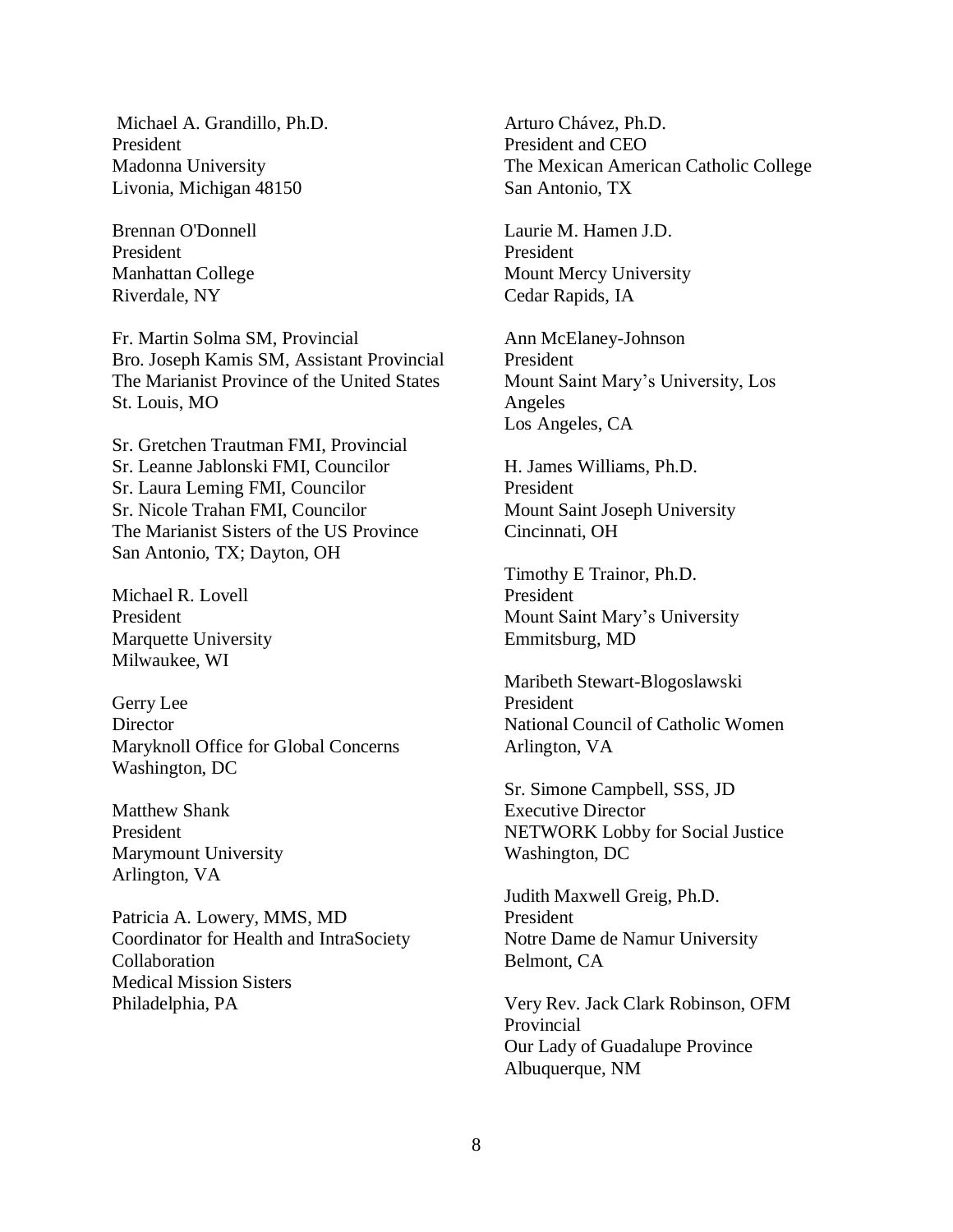Michael A. Grandillo, Ph.D.
President
Madonna University
Livonia, Michigan 48150

Brennan O'Donnell
President
Manhattan College
Riverdale, NY

Fr. Martin Solma SM, Provincial
Bro. Joseph Kamis SM, Assistant Provincial
The Marianist Province of the United States
St. Louis, MO

Sr. Gretchen Trautman FMI, Provincial
Sr. Leanne Jablonski FMI, Councilor
Sr. Laura Leming FMI, Councilor
Sr. Nicole Trahan FMI, Councilor
The Marianist Sisters of the US Province
San Antonio, TX; Dayton, OH

Michael R. Lovell
President
Marquette University
Milwaukee, WI

Gerry Lee
Director
Maryknoll Office for Global Concerns
Washington, DC

Matthew Shank
President
Marymount University
Arlington, VA

Patricia A. Lowery, MMS, MD
Coordinator for Health and IntraSociety Collaboration
Medical Mission Sisters
Philadelphia, PA

Arturo Chávez, Ph.D.
President and CEO
The Mexican American Catholic College
San Antonio, TX

Laurie M. Hamen J.D.
President
Mount Mercy University
Cedar Rapids, IA

Ann McElaney-Johnson
President
Mount Saint Mary's University, Los Angeles
Los Angeles, CA

H. James Williams, Ph.D.
President
Mount Saint Joseph University
Cincinnati, OH

Timothy E Trainor, Ph.D.
President
Mount Saint Mary's University
Emmitsburg, MD

Maribeth Stewart-Blogoslawski
President
National Council of Catholic Women
Arlington, VA

Sr. Simone Campbell, SSS, JD
Executive Director
NETWORK Lobby for Social Justice
Washington, DC

Judith Maxwell Greig, Ph.D.
President
Notre Dame de Namur University
Belmont, CA

Very Rev. Jack Clark Robinson, OFM
Provincial
Our Lady of Guadalupe Province
Albuquerque, NM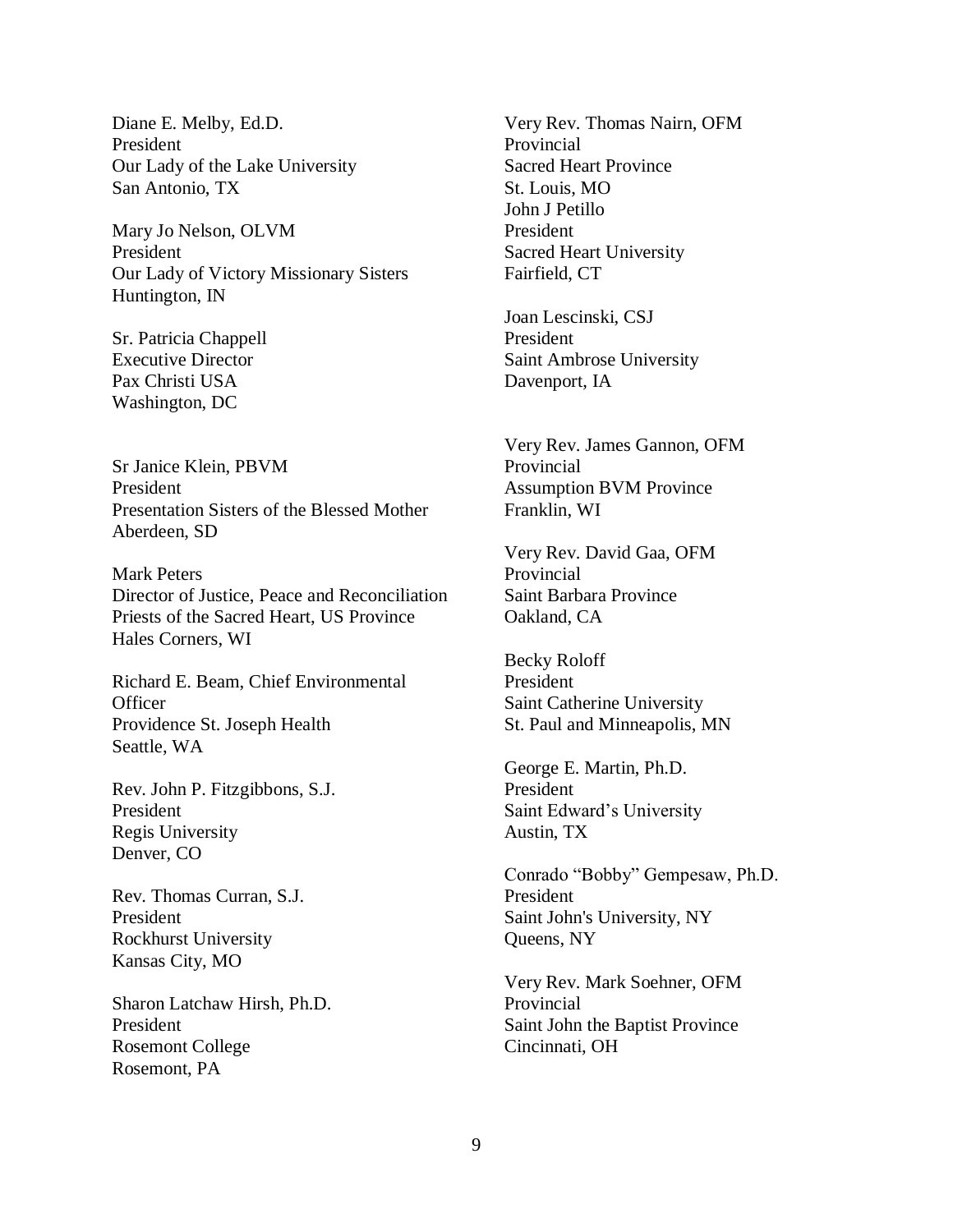Diane E. Melby, Ed.D.
President
Our Lady of the Lake University
San Antonio, TX

Mary Jo Nelson, OLVM
President
Our Lady of Victory Missionary Sisters
Huntington, IN

Sr. Patricia Chappell
Executive Director
Pax Christi USA
Washington, DC

Sr Janice Klein, PBVM
President
Presentation Sisters of the Blessed Mother
Aberdeen, SD

Mark Peters
Director of Justice, Peace and Reconciliation
Priests of the Sacred Heart, US Province
Hales Corners, WI

Richard E. Beam, Chief Environmental Officer
Providence St. Joseph Health
Seattle, WA

Rev. John P. Fitzgibbons, S.J.
President
Regis University
Denver, CO

Rev. Thomas Curran, S.J.
President
Rockhurst University
Kansas City, MO

Sharon Latchaw Hirsh, Ph.D.
President
Rosemont College
Rosemont, PA

Very Rev. Thomas Nairn, OFM
Provincial
Sacred Heart Province
St. Louis, MO
John J Petillo
President
Sacred Heart University
Fairfield, CT

Joan Lescinski, CSJ
President
Saint Ambrose University
Davenport, IA

Very Rev. James Gannon, OFM
Provincial
Assumption BVM Province
Franklin, WI

Very Rev. David Gaa, OFM
Provincial
Saint Barbara Province
Oakland, CA

Becky Roloff
President
Saint Catherine University
St. Paul and Minneapolis, MN

George E. Martin, Ph.D.
President
Saint Edward's University
Austin, TX

Conrado "Bobby" Gempesaw, Ph.D.
President
Saint John's University, NY
Queens, NY

Very Rev. Mark Soehner, OFM
Provincial
Saint John the Baptist Province
Cincinnati, OH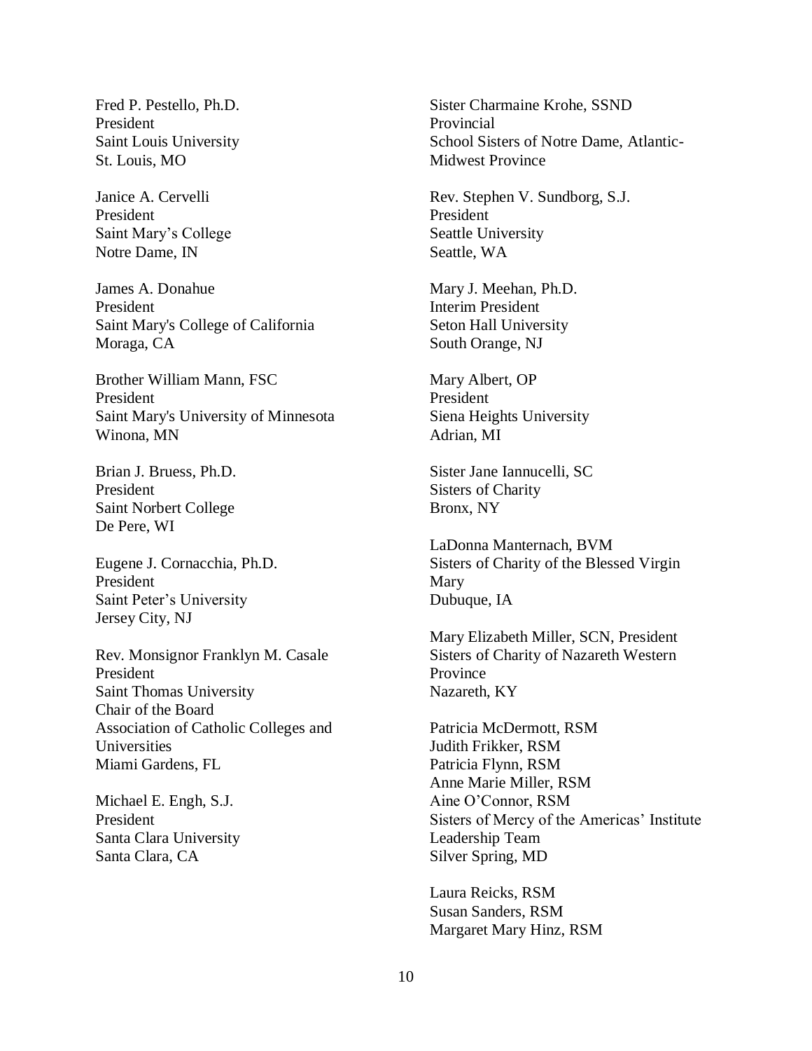Fred P. Pestello, Ph.D.
President
Saint Louis University
St. Louis, MO

Janice A. Cervelli
President
Saint Mary's College
Notre Dame, IN

James A. Donahue
President
Saint Mary's College of California
Moraga, CA

Brother William Mann, FSC
President
Saint Mary's University of Minnesota
Winona, MN

Brian J. Bruess, Ph.D.
President
Saint Norbert College
De Pere, WI

Eugene J. Cornacchia, Ph.D.
President
Saint Peter's University
Jersey City, NJ

Rev. Monsignor Franklyn M. Casale
President
Saint Thomas University
Chair of the Board
Association of Catholic Colleges and Universities
Miami Gardens, FL

Michael E. Engh, S.J.
President
Santa Clara University
Santa Clara, CA

Sister Charmaine Krohe, SSND
Provincial
School Sisters of Notre Dame, Atlantic-Midwest Province

Rev. Stephen V. Sundborg, S.J.
President
Seattle University
Seattle, WA

Mary J. Meehan, Ph.D.
Interim President
Seton Hall University
South Orange, NJ

Mary Albert, OP
President
Siena Heights University
Adrian, MI

Sister Jane Iannucelli, SC
Sisters of Charity
Bronx, NY

LaDonna Manternach, BVM
Sisters of Charity of the Blessed Virgin Mary
Dubuque, IA

Mary Elizabeth Miller, SCN, President
Sisters of Charity of Nazareth Western Province
Nazareth, KY

Patricia McDermott, RSM
Judith Frikker, RSM
Patricia Flynn, RSM
Anne Marie Miller, RSM
Aine O'Connor, RSM
Sisters of Mercy of the Americas' Institute Leadership Team
Silver Spring, MD

Laura Reicks, RSM
Susan Sanders, RSM
Margaret Mary Hinz, RSM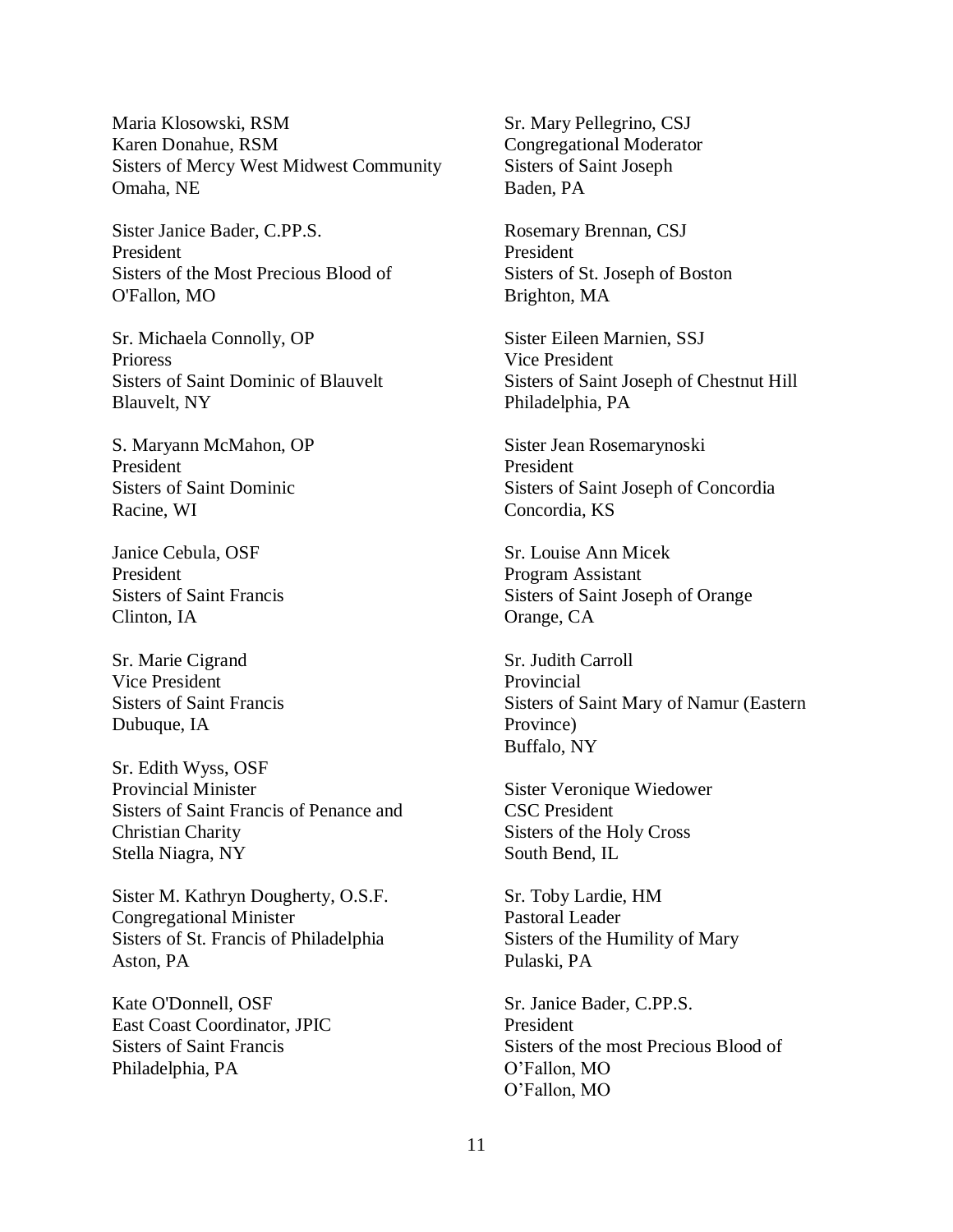Maria Klosowski, RSM
Karen Donahue, RSM
Sisters of Mercy West Midwest Community
Omaha, NE

Sister Janice Bader, C.PP.S.
President
Sisters of the Most Precious Blood of
O'Fallon, MO

Sr. Michaela Connolly, OP
Prioress
Sisters of Saint Dominic of Blauvelt
Blauvelt, NY

S. Maryann McMahon, OP
President
Sisters of Saint Dominic
Racine, WI

Janice Cebula, OSF
President
Sisters of Saint Francis
Clinton, IA

Sr. Marie Cigrand
Vice President
Sisters of Saint Francis
Dubuque, IA

Sr. Edith Wyss, OSF
Provincial Minister
Sisters of Saint Francis of Penance and Christian Charity
Stella Niagra, NY

Sister M. Kathryn Dougherty, O.S.F.
Congregational Minister
Sisters of St. Francis of Philadelphia
Aston, PA

Kate O'Donnell, OSF
East Coast Coordinator, JPIC
Sisters of Saint Francis
Philadelphia, PA

Sr. Mary Pellegrino, CSJ
Congregational Moderator
Sisters of Saint Joseph
Baden, PA

Rosemary Brennan, CSJ
President
Sisters of St. Joseph of Boston
Brighton, MA

Sister Eileen Marnien, SSJ
Vice President
Sisters of Saint Joseph of Chestnut Hill
Philadelphia, PA

Sister Jean Rosemarynoski
President
Sisters of Saint Joseph of Concordia
Concordia, KS

Sr. Louise Ann Micek
Program Assistant
Sisters of Saint Joseph of Orange
Orange, CA

Sr. Judith Carroll
Provincial
Sisters of Saint Mary of Namur (Eastern Province)
Buffalo, NY

Sister Veronique Wiedower
CSC President
Sisters of the Holy Cross
South Bend, IL

Sr. Toby Lardie, HM
Pastoral Leader
Sisters of the Humility of Mary
Pulaski, PA

Sr. Janice Bader, C.PP.S.
President
Sisters of the most Precious Blood of
O'Fallon, MO
O'Fallon, MO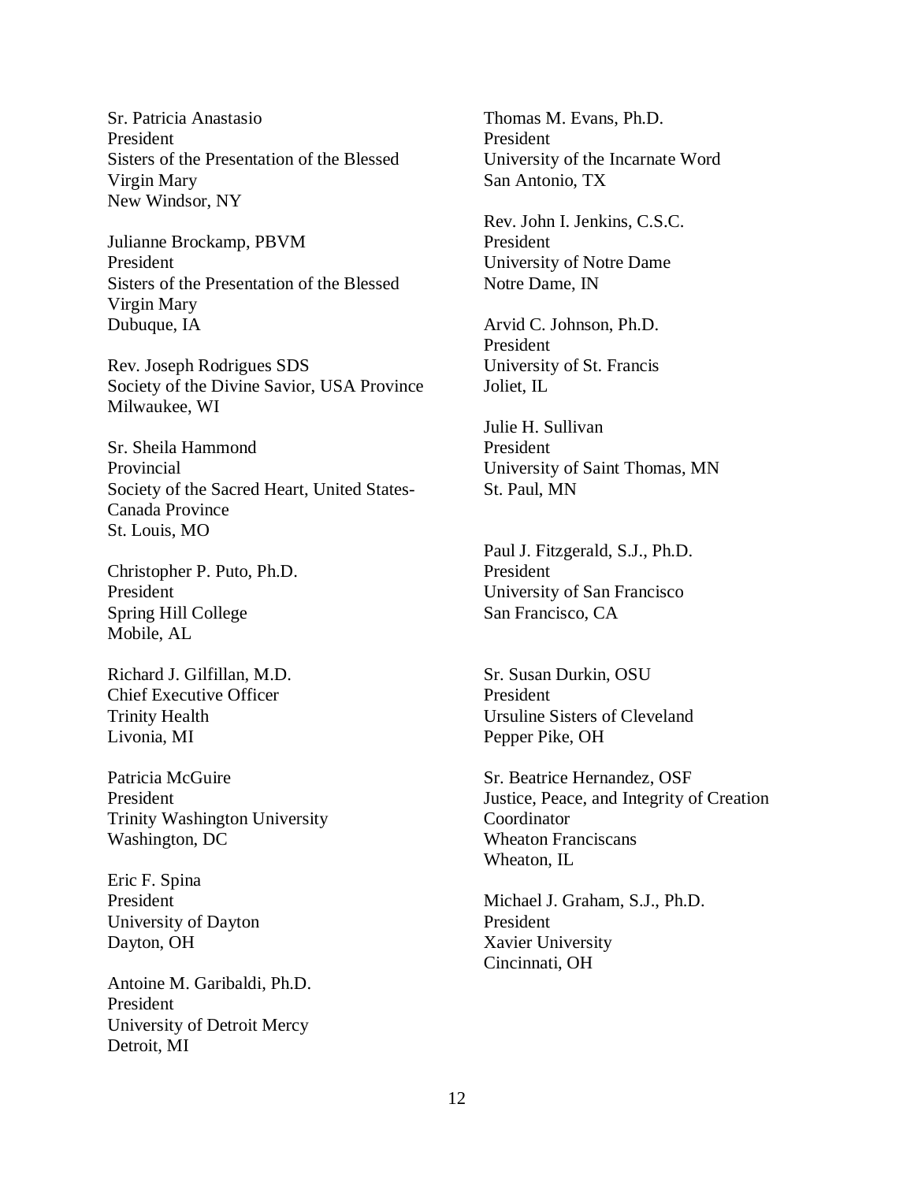Sr. Patricia Anastasio
President
Sisters of the Presentation of the Blessed Virgin Mary
New Windsor, NY

Julianne Brockamp, PBVM
President
Sisters of the Presentation of the Blessed Virgin Mary
Dubuque, IA

Rev. Joseph Rodrigues SDS
Society of the Divine Savior, USA Province
Milwaukee, WI

Sr. Sheila Hammond
Provincial
Society of the Sacred Heart, United States-Canada Province
St. Louis, MO

Christopher P. Puto, Ph.D.
President
Spring Hill College
Mobile, AL

Richard J. Gilfillan, M.D.
Chief Executive Officer
Trinity Health
Livonia, MI

Patricia McGuire
President
Trinity Washington University
Washington, DC

Eric F. Spina
President
University of Dayton
Dayton, OH

Antoine M. Garibaldi, Ph.D.
President
University of Detroit Mercy
Detroit, MI

Thomas M. Evans, Ph.D.
President
University of the Incarnate Word
San Antonio, TX

Rev. John I. Jenkins, C.S.C.
President
University of Notre Dame
Notre Dame, IN

Arvid C. Johnson, Ph.D.
President
University of St. Francis
Joliet, IL

Julie H. Sullivan
President
University of Saint Thomas, MN
St. Paul, MN

Paul J. Fitzgerald, S.J., Ph.D.
President
University of San Francisco
San Francisco, CA

Sr. Susan Durkin, OSU
President
Ursuline Sisters of Cleveland
Pepper Pike, OH

Sr. Beatrice Hernandez, OSF
Justice, Peace, and Integrity of Creation Coordinator
Wheaton Franciscans
Wheaton, IL

Michael J. Graham, S.J., Ph.D.
President
Xavier University
Cincinnati, OH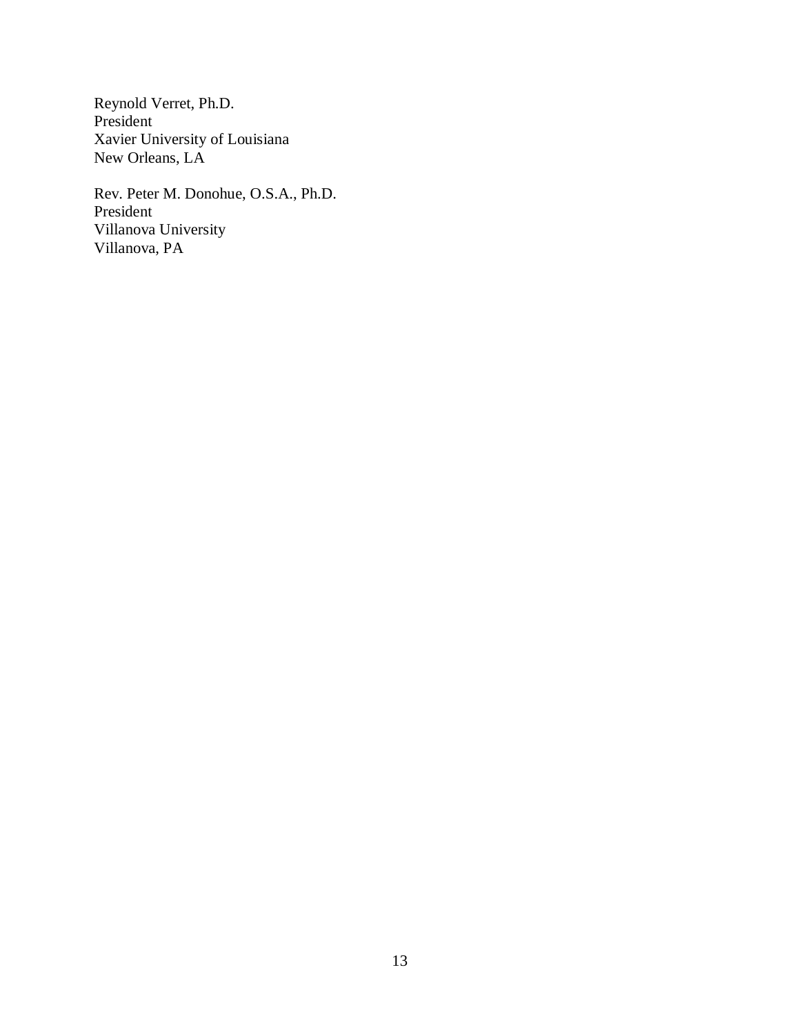Reynold Verret, Ph.D.
President
Xavier University of Louisiana
New Orleans, LA

Rev. Peter M. Donohue, O.S.A., Ph.D.
President
Villanova University
Villanova, PA